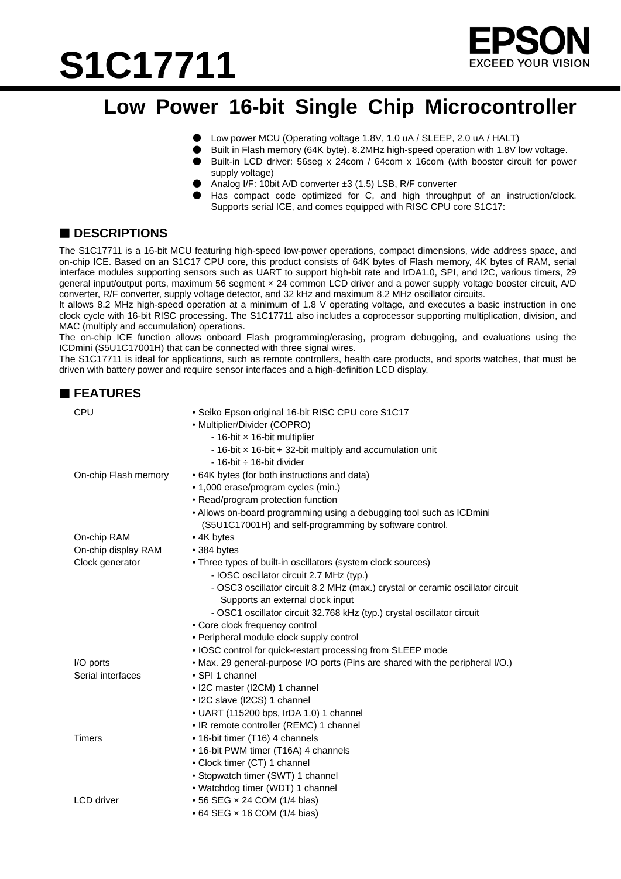# S1C17711

EPSON
EXCEED YOUR VISION

## Low Power 16-bit Single Chip Microcontroller

- Low power MCU (Operating voltage 1.8V, 1.0 uA / SLEEP, 2.0 uA / HALT)
- Built in Flash memory (64K byte). 8.2MHz high-speed operation with 1.8V low voltage.
- Built-in LCD driver: 56seg x 24com / 64com x 16com (with booster circuit for power supply voltage)
- Analog I/F: 10bit A/D converter ±3 (1.5) LSB, R/F converter
- Has compact code optimized for C, and high throughput of an instruction/clock. Supports serial ICE, and comes equipped with RISC CPU core S1C17:

## ■ DESCRIPTIONS

The S1C17711 is a 16-bit MCU featuring high-speed low-power operations, compact dimensions, wide address space, and on-chip ICE. Based on an S1C17 CPU core, this product consists of 64K bytes of Flash memory, 4K bytes of RAM, serial interface modules supporting sensors such as UART to support high-bit rate and IrDA1.0, SPI, and I2C, various timers, 29 general input/output ports, maximum 56 segment × 24 common LCD driver and a power supply voltage booster circuit, A/D converter, R/F converter, supply voltage detector, and 32 kHz and maximum 8.2 MHz oscillator circuits.
It allows 8.2 MHz high-speed operation at a minimum of 1.8 V operating voltage, and executes a basic instruction in one clock cycle with 16-bit RISC processing. The S1C17711 also includes a coprocessor supporting multiplication, division, and MAC (multiply and accumulation) operations.
The on-chip ICE function allows onboard Flash programming/erasing, program debugging, and evaluations using the ICDmini (S5U1C17001H) that can be connected with three signal wires.
The S1C17711 is ideal for applications, such as remote controllers, health care products, and sports watches, that must be driven with battery power and require sensor interfaces and a high-definition LCD display.

## ■ FEATURES

| | |
|---|---|
| CPU | • Seiko Epson original 16-bit RISC CPU core S1C17<br>• Multiplier/Divider (COPRO)<br>- 16-bit × 16-bit multiplier<br>- 16-bit × 16-bit + 32-bit multiply and accumulation unit<br>- 16-bit ÷ 16-bit divider |
| On-chip Flash memory | • 64K bytes (for both instructions and data)<br>• 1,000 erase/program cycles (min.)<br>• Read/program protection function<br>• Allows on-board programming using a debugging tool such as ICDmini (S5U1C17001H) and self-programming by software control. |
| On-chip RAM | • 4K bytes |
| On-chip display RAM | • 384 bytes |
| Clock generator | • Three types of built-in oscillators (system clock sources)<br>- IOSC oscillator circuit 2.7 MHz (typ.)<br>- OSC3 oscillator circuit 8.2 MHz (max.) crystal or ceramic oscillator circuit Supports an external clock input<br>- OSC1 oscillator circuit 32.768 kHz (typ.) crystal oscillator circuit<br>• Core clock frequency control<br>• Peripheral module clock supply control<br>• IOSC control for quick-restart processing from SLEEP mode |
| I/O ports | • Max. 29 general-purpose I/O ports (Pins are shared with the peripheral I/O.) |
| Serial interfaces | • SPI 1 channel<br>• I2C master (I2CM) 1 channel<br>• I2C slave (I2CS) 1 channel<br>• UART (115200 bps, IrDA 1.0) 1 channel<br>• IR remote controller (REMC) 1 channel |
| Timers | • 16-bit timer (T16) 4 channels<br>• 16-bit PWM timer (T16A) 4 channels<br>• Clock timer (CT) 1 channel<br>• Stopwatch timer (SWT) 1 channel<br>• Watchdog timer (WDT) 1 channel |
| LCD driver | • 56 SEG × 24 COM (1/4 bias)<br>• 64 SEG × 16 COM (1/4 bias) |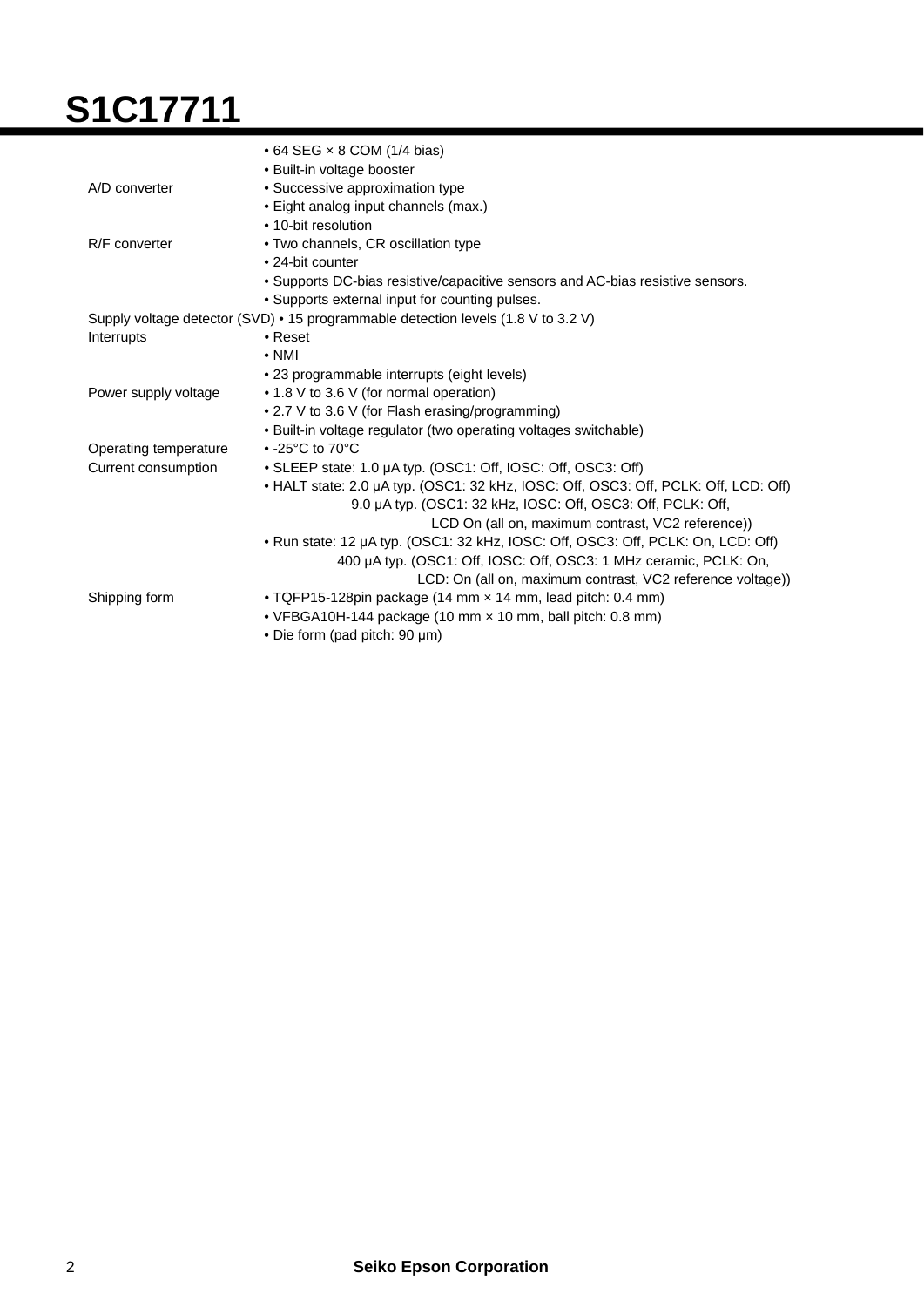| | |
|---|---|
| | • 64 SEG × 8 COM (1/4 bias) |
| | • Built-in voltage booster |
| A/D converter | • Successive approximation type |
| | • Eight analog input channels (max.) |
| | • 10-bit resolution |
| R/F converter | • Two channels, CR oscillation type |
| | • 24-bit counter |
| | • Supports DC-bias resistive/capacitive sensors and AC-bias resistive sensors. |
| | • Supports external input for counting pulses. |
| Supply voltage detector (SVD) | • 15 programmable detection levels (1.8 V to 3.2 V) |
| Interrupts | • Reset |
| | • NMI |
| | • 23 programmable interrupts (eight levels) |
| Power supply voltage | • 1.8 V to 3.6 V (for normal operation) |
| | • 2.7 V to 3.6 V (for Flash erasing/programming) |
| | • Built-in voltage regulator (two operating voltages switchable) |
| Operating temperature | • -25°C to 70°C |
| Current consumption | • SLEEP state: 1.0 µA typ. (OSC1: Off, IOSC: Off, OSC3: Off) |
| | • HALT state: 2.0 µA typ. (OSC1: 32 kHz, IOSC: Off, OSC3: Off, PCLK: Off, LCD: Off) 9.0 µA typ. (OSC1: 32 kHz, IOSC: Off, OSC3: Off, PCLK: Off, LCD On (all on, maximum contrast, VC2 reference)) |
| | • Run state: 12 µA typ. (OSC1: 32 kHz, IOSC: Off, OSC3: Off, PCLK: On, LCD: Off) 400 µA typ. (OSC1: Off, IOSC: Off, OSC3: 1 MHz ceramic, PCLK: On, LCD: On (all on, maximum contrast, VC2 reference voltage)) |
| Shipping form | • TQFP15-128pin package (14 mm × 14 mm, lead pitch: 0.4 mm) |
| | • VFBGA10H-144 package (10 mm × 10 mm, ball pitch: 0.8 mm) |
| | • Die form (pad pitch: 90 µm) |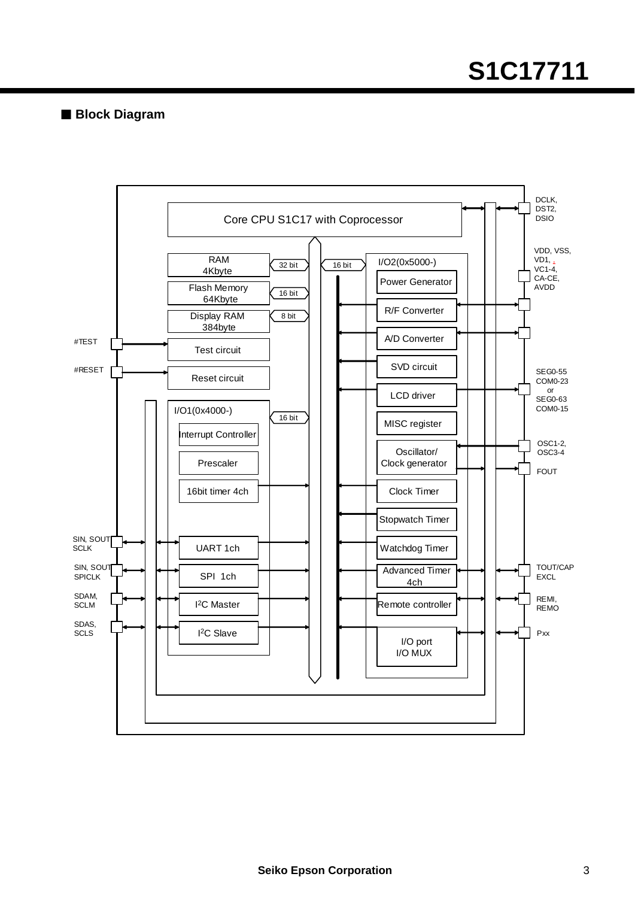## ■ Block Diagram

Core CPU S1C17 with Coprocessor

RAM 4Kbyte — 32 bit
Flash Memory 64Kbyte — 16 bit
Display RAM 384byte — 8 bit

#TEST — Test circuit
#RESET — Reset circuit

I/O1(0x4000-) — 16 bit
- Interrupt Controller
- Prescaler
- 16bit timer 4ch
- UART 1ch (SIN, SOUT, SCLK)
- SPI 1ch (SIN, SOUT, SPICLK)
- I2C Master (SDAM, SCLM)
- I2C Slave (SDAS, SCLS)

I/O2(0x5000-) — 16 bit
- Power Generator (VDD, VSS, VD1, VC1-4, CA-CE, AVDD)
- R/F Converter
- A/D Converter
- SVD circuit
- LCD driver (SEG0-55 COM0-23 or SEG0-63 COM0-15)
- MISC register
- Oscillator/ Clock generator (OSC1-2, OSC3-4, FOUT)
- Clock Timer
- Stopwatch Timer
- Watchdog Timer
- Advanced Timer 4ch (TOUT/CAP, EXCL)
- Remote controller (REMI, REMO)
- I/O port I/O MUX (Pxx)

DCLK, DST2, DSIO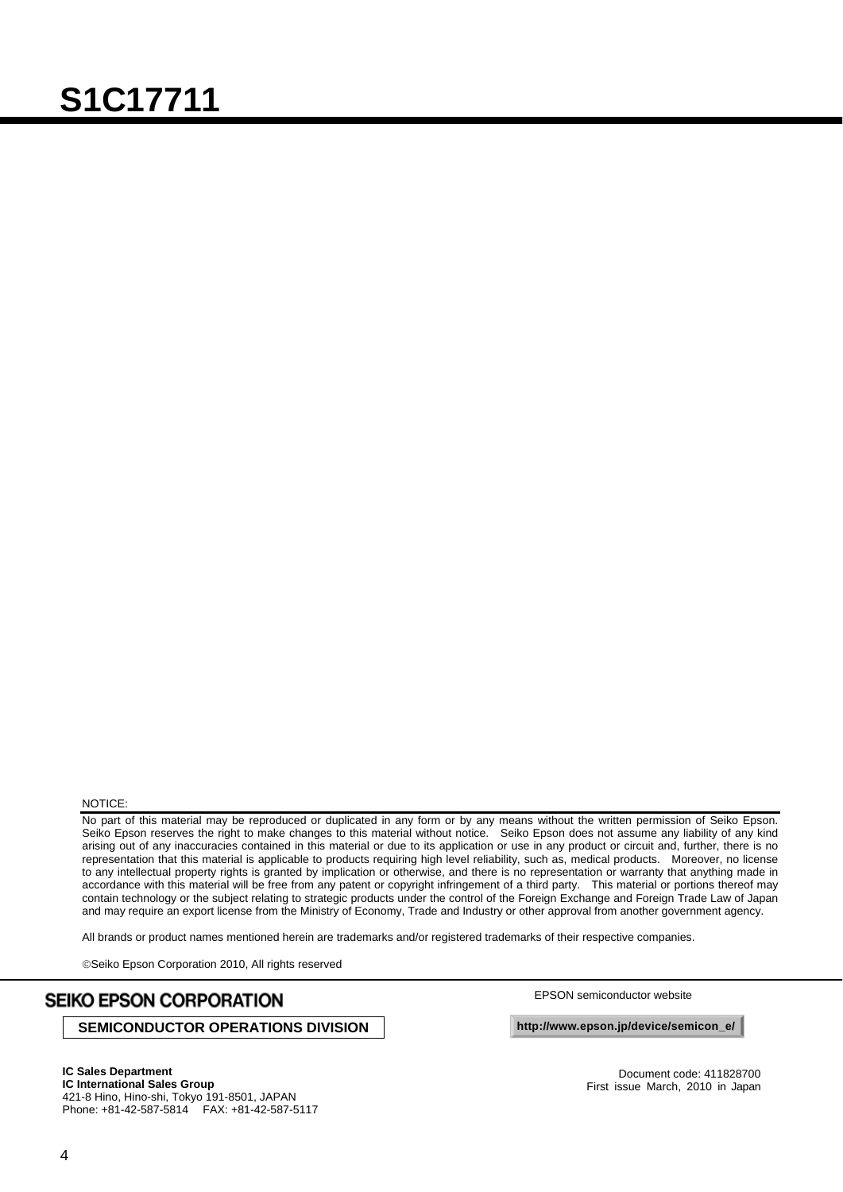# S1C17711

NOTICE:

No part of this material may be reproduced or duplicated in any form or by any means without the written permission of Seiko Epson. Seiko Epson reserves the right to make changes to this material without notice. Seiko Epson does not assume any liability of any kind arising out of any inaccuracies contained in this material or due to its application or use in any product or circuit and, further, there is no representation that this material is applicable to products requiring high level reliability, such as, medical products. Moreover, no license to any intellectual property rights is granted by implication or otherwise, and there is no representation or warranty that anything made in accordance with this material will be free from any patent or copyright infringement of a third party. This material or portions thereof may contain technology or the subject relating to strategic products under the control of the Foreign Exchange and Foreign Trade Law of Japan and may require an export license from the Ministry of Economy, Trade and Industry or other approval from another government agency.

All brands or product names mentioned herein are trademarks and/or registered trademarks of their respective companies.

©Seiko Epson Corporation 2010, All rights reserved

**SEIKO EPSON CORPORATION**

**SEMICONDUCTOR OPERATIONS DIVISION**

EPSON semiconductor website

**http://www.epson.jp/device/semicon_e/**

**IC Sales Department**
**IC International Sales Group**
421-8 Hino, Hino-shi, Tokyo 191-8501, JAPAN
Phone: +81-42-587-5814 FAX: +81-42-587-5117

Document code: 411828700
First issue March, 2010 in Japan